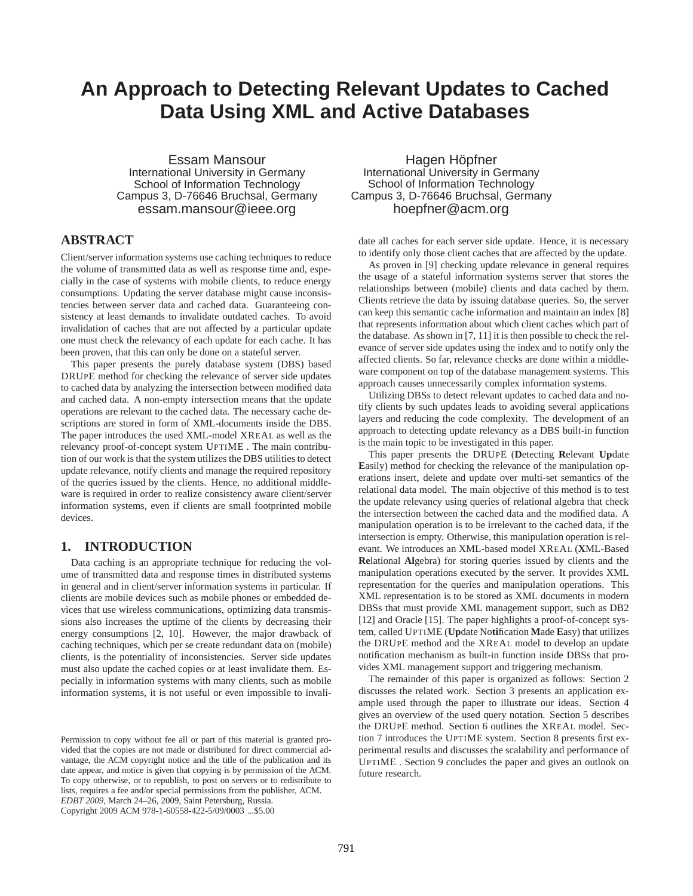# An Approach to Detecting Relevant Updates to Cached Data Using XML and Active Databases

Essam Mansour
International University in Germany
School of Information Technology
Campus 3, D-76646 Bruchsal, Germany
essam.mansour@ieee.org

Hagen Höpfner
International University in Germany
School of Information Technology
Campus 3, D-76646 Bruchsal, Germany
hoepfner@acm.org

## ABSTRACT

Client/server information systems use caching techniques to reduce the volume of transmitted data as well as response time and, especially in the case of systems with mobile clients, to reduce energy consumptions. Updating the server database might cause inconsistencies between server data and cached data. Guaranteeing consistency at least demands to invalidate outdated caches. To avoid invalidation of caches that are not affected by a particular update one must check the relevancy of each update for each cache. It has been proven, that this can only be done on a stateful server.

This paper presents the purely database system (DBS) based DRUPE method for checking the relevance of server side updates to cached data by analyzing the intersection between modified data and cached data. A non-empty intersection means that the update operations are relevant to the cached data. The necessary cache descriptions are stored in form of XML-documents inside the DBS. The paper introduces the used XML-model XREAL as well as the relevancy proof-of-concept system UPTIME . The main contribution of our work is that the system utilizes the DBS utilities to detect update relevance, notify clients and manage the required repository of the queries issued by the clients. Hence, no additional middleware is required in order to realize consistency aware client/server information systems, even if clients are small footprinted mobile devices.

## 1. INTRODUCTION

Data caching is an appropriate technique for reducing the volume of transmitted data and response times in distributed systems in general and in client/server information systems in particular. If clients are mobile devices such as mobile phones or embedded devices that use wireless communications, optimizing data transmissions also increases the uptime of the clients by decreasing their energy consumptions [2, 10]. However, the major drawback of caching techniques, which per se create redundant data on (mobile) clients, is the potentiality of inconsistencies. Server side updates must also update the cached copies or at least invalidate them. Especially in information systems with many clients, such as mobile information systems, it is not useful or even impossible to invalidate all caches for each server side update. Hence, it is necessary to identify only those client caches that are affected by the update.

As proven in [9] checking update relevance in general requires the usage of a stateful information systems server that stores the relationships between (mobile) clients and data cached by them. Clients retrieve the data by issuing database queries. So, the server can keep this semantic cache information and maintain an index [8] that represents information about which client caches which part of the database. As shown in [7, 11] it is then possible to check the relevance of server side updates using the index and to notify only the affected clients. So far, relevance checks are done within a middleware component on top of the database management systems. This approach causes unnecessarily complex information systems.

Utilizing DBSs to detect relevant updates to cached data and notify clients by such updates leads to avoiding several applications layers and reducing the code complexity. The development of an approach to detecting update relevancy as a DBS built-in function is the main topic to be investigated in this paper.

This paper presents the DRUPE (**D**etecting **R**elevant **Up**date **E**asily) method for checking the relevance of the manipulation operations insert, delete and update over multi-set semantics of the relational data model. The main objective of this method is to test the update relevancy using queries of relational algebra that check the intersection between the cached data and the modified data. A manipulation operation is to be irrelevant to the cached data, if the intersection is empty. Otherwise, this manipulation operation is relevant. We introduces an XML-based model XREAL (**X**ML-Based **Re**lational **Al**gebra) for storing queries issued by clients and the manipulation operations executed by the server. It provides XML representation for the queries and manipulation operations. This XML representation is to be stored as XML documents in modern DBSs that must provide XML management support, such as DB2 [12] and Oracle [15]. The paper highlights a proof-of-concept system, called UPTIME (**Up**date No**ti**fication **M**ade **E**asy) that utilizes the DRUPE method and the XREAL model to develop an update notification mechanism as built-in function inside DBSs that provides XML management support and triggering mechanism.

The remainder of this paper is organized as follows: Section 2 discusses the related work. Section 3 presents an application example used through the paper to illustrate our ideas. Section 4 gives an overview of the used query notation. Section 5 describes the DRUPE method. Section 6 outlines the XREAL model. Section 7 introduces the UPTIME system. Section 8 presents first experimental results and discusses the scalability and performance of UPTIME . Section 9 concludes the paper and gives an outlook on future research.

Permission to copy without fee all or part of this material is granted provided that the copies are not made or distributed for direct commercial advantage, the ACM copyright notice and the title of the publication and its date appear, and notice is given that copying is by permission of the ACM. To copy otherwise, or to republish, to post on servers or to redistribute to lists, requires a fee and/or special permissions from the publisher, ACM.
*EDBT 2009*, March 24–26, 2009, Saint Petersburg, Russia.
Copyright 2009 ACM 978-1-60558-422-5/09/0003 ...$5.00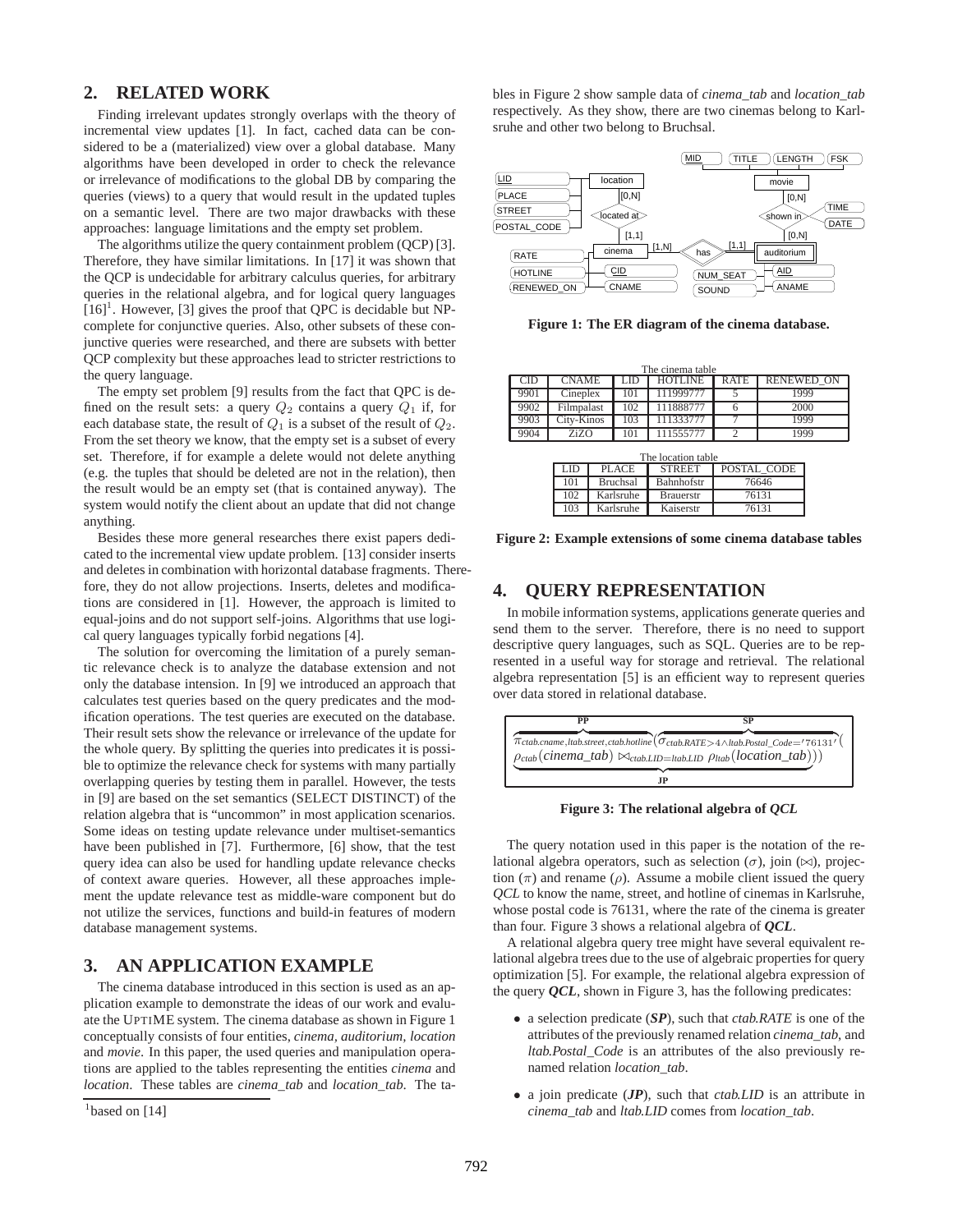## 2. RELATED WORK

Finding irrelevant updates strongly overlaps with the theory of incremental view updates [1]. In fact, cached data can be considered to be a (materialized) view over a global database. Many algorithms have been developed in order to check the relevance or irrelevance of modifications to the global DB by comparing the queries (views) to a query that would result in the updated tuples on a semantic level. There are two major drawbacks with these approaches: language limitations and the empty set problem.

The algorithms utilize the query containment problem (QCP) [3]. Therefore, they have similar limitations. In [17] it was shown that the QCP is undecidable for arbitrary calculus queries, for arbitrary queries in the relational algebra, and for logical query languages [16][1]. However, [3] gives the proof that QPC is decidable but NP-complete for conjunctive queries. Also, other subsets of these conjunctive queries were researched, and there are subsets with better QCP complexity but these approaches lead to stricter restrictions to the query language.

The empty set problem [9] results from the fact that QPC is defined on the result sets: a query $Q_2$ contains a query $Q_1$ if, for each database state, the result of $Q_1$ is a subset of the result of $Q_2$. From the set theory we know, that the empty set is a subset of every set. Therefore, if for example a delete would not delete anything (e.g. the tuples that should be deleted are not in the relation), then the result would be an empty set (that is contained anyway). The system would notify the client about an update that did not change anything.

Besides these more general researches there exist papers dedicated to the incremental view update problem. [13] consider inserts and deletes in combination with horizontal database fragments. Therefore, they do not allow projections. Inserts, deletes and modifications are considered in [1]. However, the approach is limited to equal-joins and do not support self-joins. Algorithms that use logical query languages typically forbid negations [4].

The solution for overcoming the limitation of a purely semantic relevance check is to analyze the database extension and not only the database intension. In [9] we introduced an approach that calculates test queries based on the query predicates and the modification operations. The test queries are executed on the database. Their result sets show the relevance or irrelevance of the update for the whole query. By splitting the queries into predicates it is possible to optimize the relevance check for systems with many partially overlapping queries by testing them in parallel. However, the tests in [9] are based on the set semantics (SELECT DISTINCT) of the relation algebra that is "uncommon" in most application scenarios. Some ideas on testing update relevance under multiset-semantics have been published in [7]. Furthermore, [6] show, that the test query idea can also be used for handling update relevance checks of context aware queries. However, all these approaches implement the update relevance test as middle-ware component but do not utilize the services, functions and build-in features of modern database management systems.

## 3. AN APPLICATION EXAMPLE

The cinema database introduced in this section is used as an application example to demonstrate the ideas of our work and evaluate the UPTIME system. The cinema database as shown in Figure 1 conceptually consists of four entities, *cinema*, *auditorium*, *location* and *movie*. In this paper, the used queries and manipulation operations are applied to the tables representing the entities *cinema* and *location*. These tables are *cinema_tab* and *location_tab*. The tables in Figure 2 show sample data of *cinema_tab* and *location_tab* respectively. As they show, there are two cinemas belong to Karlsruhe and other two belong to Bruchsal.

[1] based on [14]

**Figure 1: The ER diagram of the cinema database.**

The cinema table

| CID | CNAME | LID | HOTLINE | RATE | RENEWED_ON |
|---|---|---|---|---|---|
| 9901 | Cineplex | 101 | 111999777 | 5 | 1999 |
| 9902 | Filmpalast | 102 | 111888777 | 6 | 2000 |
| 9903 | City-Kinos | 103 | 111333777 | 7 | 1999 |
| 9904 | ZiZO | 101 | 111555777 | 2 | 1999 |

The location table

| LID | PLACE | STREET | POSTAL_CODE |
|---|---|---|---|
| 101 | Bruchsal | Bahnhofstr | 76646 |
| 102 | Karlsruhe | Brauerstr | 76131 |
| 103 | Karlsruhe | Kaiserstr | 76131 |

**Figure 2: Example extensions of some cinema database tables**

## 4. QUERY REPRESENTATION

In mobile information systems, applications generate queries and send them to the server. Therefore, there is no need to support descriptive query languages, such as SQL. Queries are to be represented in a useful way for storage and retrieval. The relational algebra representation [5] is an efficient way to represent queries over data stored in relational database.

$$\overbrace{\pi_{ctab.cname,ltab.street,ctab.hotline}}^{\textbf{PP}}(\overbrace{\sigma_{ctab.RATE>4 \wedge ltab.Postal\_Code='76131'}}^{\textbf{SP}}(\underbrace{\rho_{ctab}(cinema\_tab) \bowtie_{ctab.LID=ltab.LID} \rho_{ltab}(location\_tab)}_{\textbf{JP}}))$$

**Figure 3: The relational algebra of *QCL***

The query notation used in this paper is the notation of the relational algebra operators, such as selection ($\sigma$), join ($\bowtie$), projection ($\pi$) and rename ($\rho$). Assume a mobile client issued the query *QCL* to know the name, street, and hotline of cinemas in Karlsruhe, whose postal code is 76131, where the rate of the cinema is greater than four. Figure 3 shows a relational algebra of ***QCL***.

A relational algebra query tree might have several equivalent relational algebra trees due to the use of algebraic properties for query optimization [5]. For example, the relational algebra expression of the query ***QCL***, shown in Figure 3, has the following predicates:

- a selection predicate (***SP***), such that *ctab.RATE* is one of the attributes of the previously renamed relation *cinema_tab*, and *ltab.Postal_Code* is an attributes of the also previously renamed relation *location_tab*.
- a join predicate (***JP***), such that *ctab.LID* is an attribute in *cinema_tab* and *ltab.LID* comes from *location_tab*.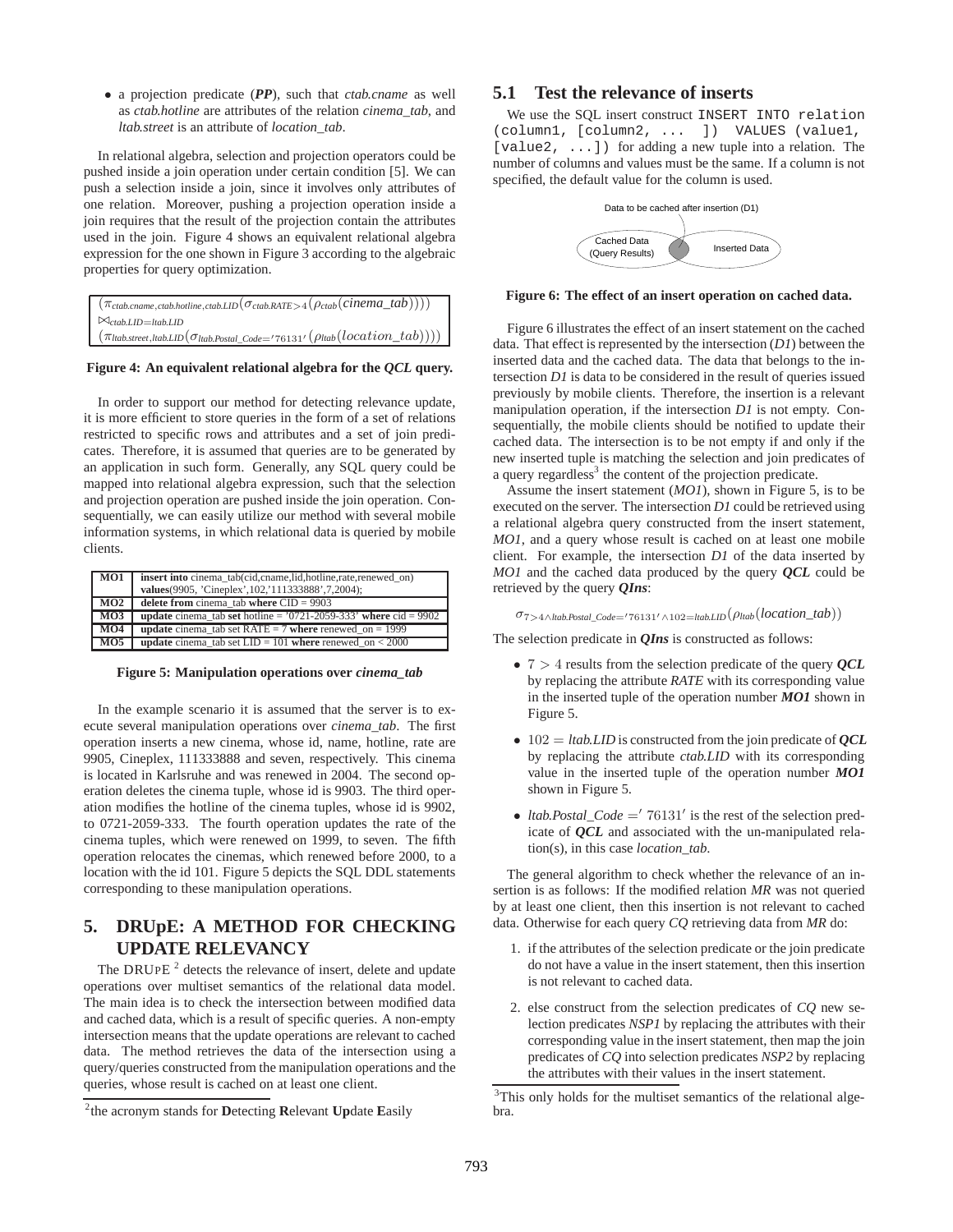- a projection predicate (***PP***), such that *ctab.cname* as well as *ctab.hotline* are attributes of the relation *cinema_tab*, and *ltab.street* is an attribute of *location_tab*.

In relational algebra, selection and projection operators could be pushed inside a join operation under certain condition [5]. We can push a selection inside a join, since it involves only attributes of one relation. Moreover, pushing a projection operation inside a join requires that the result of the projection contain the attributes used in the join. Figure 4 shows an equivalent relational algebra expression for the one shown in Figure 3 according to the algebraic properties for query optimization.

$$(\pi_{ctab.cname,ctab.hotline,ctab.LID}(\sigma_{ctab.RATE>4}(\rho_{ctab}(cinema\_tab))))$$
$$\bowtie_{ctab.LID=ltab.LID}$$
$$(\pi_{ltab.street,ltab.LID}(\sigma_{ltab.Postal\_Code='76131'}(\rho_{ltab}(location\_tab))))$$

**Figure 4: An equivalent relational algebra for the *QCL* query.**

In order to support our method for detecting relevance update, it is more efficient to store queries in the form of a set of relations restricted to specific rows and attributes and a set of join predicates. Therefore, it is assumed that queries are to be generated by an application in such form. Generally, any SQL query could be mapped into relational algebra expression, such that the selection and projection operation are pushed inside the join operation. Consequentially, we can easily utilize our method with several mobile information systems, in which relational data is queried by mobile clients.

| | |
|---|---|
| **MO1** | **insert into** cinema_tab(cid,cname,lid,hotline,rate,renewed_on) **values**(9905, 'Cineplex',102,'111333888',7,2004); |
| **MO2** | **delete from** cinema_tab **where** CID = 9903 |
| **MO3** | **update** cinema_tab **set** hotline = '0721-2059-333' **where** cid = 9902 |
| **MO4** | **update** cinema_tab set RATE = 7 **where** renewed_on = 1999 |
| **MO5** | **update** cinema_tab set LID = 101 **where** renewed_on < 2000 |

**Figure 5: Manipulation operations over *cinema_tab***

In the example scenario it is assumed that the server is to execute several manipulation operations over *cinema_tab*. The first operation inserts a new cinema, whose id, name, hotline, rate are 9905, Cineplex, 111333888 and seven, respectively. This cinema is located in Karlsruhe and was renewed in 2004. The second operation deletes the cinema tuple, whose id is 9903. The third operation modifies the hotline of the cinema tuples, whose id is 9902, to 0721-2059-333. The fourth operation updates the rate of the cinema tuples, which were renewed on 1999, to seven. The fifth operation relocates the cinemas, which renewed before 2000, to a location with the id 101. Figure 5 depicts the SQL DDL statements corresponding to these manipulation operations.

## 5. DRUpE: A METHOD FOR CHECKING UPDATE RELEVANCY

The DRUPE [2] detects the relevance of insert, delete and update operations over multiset semantics of the relational data model. The main idea is to check the intersection between modified data and cached data, which is a result of specific queries. A non-empty intersection means that the update operations are relevant to cached data. The method retrieves the data of the intersection using a query/queries constructed from the manipulation operations and the queries, whose result is cached on at least one client.

[2] the acronym stands for **D**etecting **R**elevant **Up**date **E**asily

### 5.1 Test the relevance of inserts

We use the SQL insert construct `INSERT INTO relation (column1, [column2, ... ]) VALUES (value1, [value2, ...])` for adding a new tuple into a relation. The number of columns and values must be the same. If a column is not specified, the default value for the column is used.

Data to be cached after insertion (D1)

Cached Data (Query Results) — Inserted Data

**Figure 6: The effect of an insert operation on cached data.**

Figure 6 illustrates the effect of an insert statement on the cached data. That effect is represented by the intersection (*D1*) between the inserted data and the cached data. The data that belongs to the intersection *D1* is data to be considered in the result of queries issued previously by mobile clients. Therefore, the insertion is a relevant manipulation operation, if the intersection *D1* is not empty. Consequentially, the mobile clients should be notified to update their cached data. The intersection is to be not empty if and only if the new inserted tuple is matching the selection and join predicates of a query regardless[3] the content of the projection predicate.

Assume the insert statement (*MO1*), shown in Figure 5, is to be executed on the server. The intersection *D1* could be retrieved using a relational algebra query constructed from the insert statement, *MO1*, and a query whose result is cached on at least one mobile client. For example, the intersection *D1* of the data inserted by *MO1* and the cached data produced by the query ***QCL*** could be retrieved by the query ***QIns***:

$$\sigma_{7>4 \wedge ltab.Postal\_Code='76131' \wedge 102=ltab.LID}(\rho_{ltab}(location\_tab))$$

The selection predicate in ***QIns*** is constructed as follows:

- $7 > 4$ results from the selection predicate of the query ***QCL*** by replacing the attribute *RATE* with its corresponding value in the inserted tuple of the operation number ***MO1*** shown in Figure 5.
- $102 = ltab.LID$ is constructed from the join predicate of ***QCL*** by replacing the attribute *ctab.LID* with its corresponding value in the inserted tuple of the operation number ***MO1*** shown in Figure 5.
- $ltab.Postal\_Code = '76131'$ is the rest of the selection predicate of ***QCL*** and associated with the un-manipulated relation(s), in this case *location_tab*.

The general algorithm to check whether the relevance of an insertion is as follows: If the modified relation *MR* was not queried by at least one client, then this insertion is not relevant to cached data. Otherwise for each query *CQ* retrieving data from *MR* do:

1. if the attributes of the selection predicate or the join predicate do not have a value in the insert statement, then this insertion is not relevant to cached data.
2. else construct from the selection predicates of *CQ* new selection predicates *NSP1* by replacing the attributes with their corresponding value in the insert statement, then map the join predicates of *CQ* into selection predicates *NSP2* by replacing the attributes with their values in the insert statement.

[3] This only holds for the multiset semantics of the relational algebra.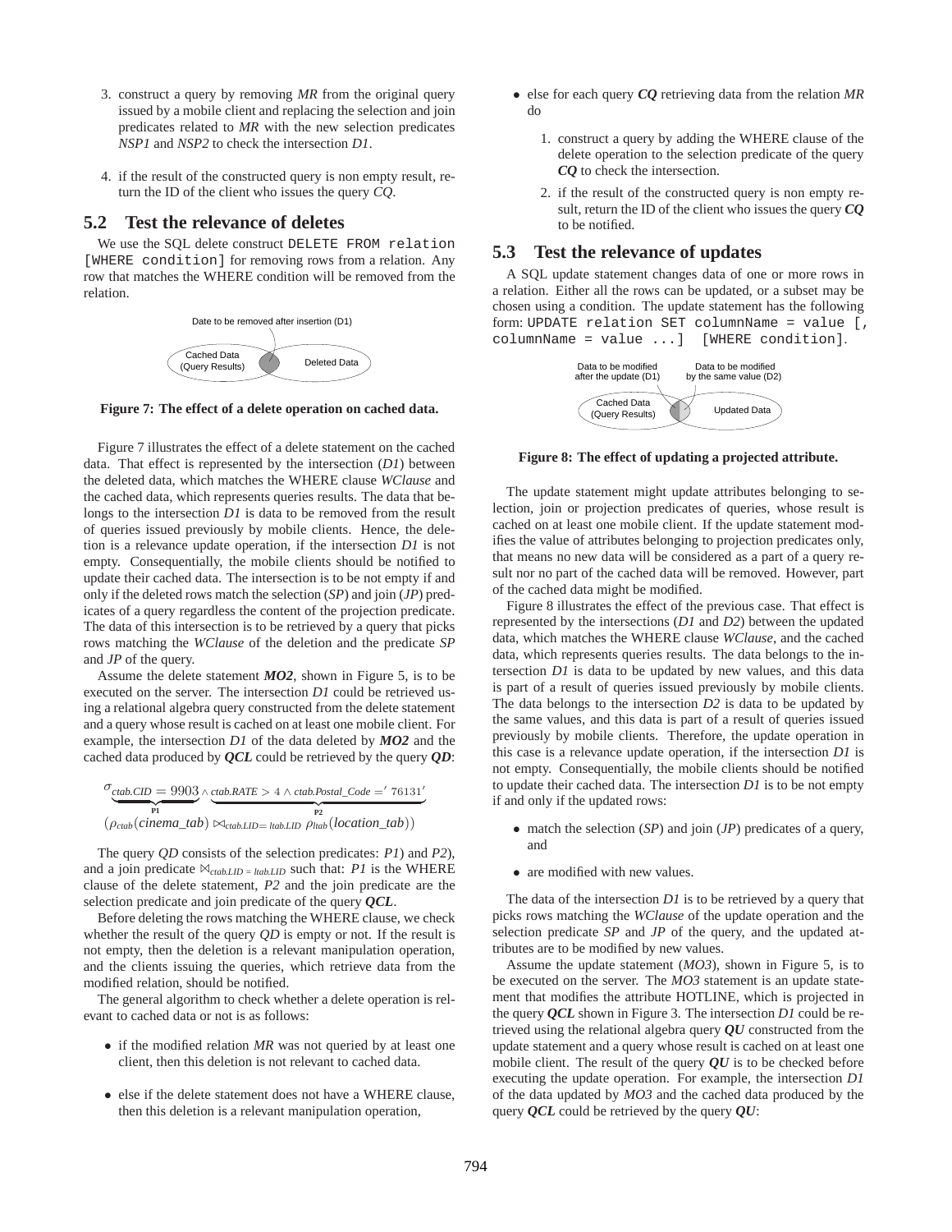3. construct a query by removing *MR* from the original query issued by a mobile client and replacing the selection and join predicates related to *MR* with the new selection predicates *NSP1* and *NSP2* to check the intersection *D1*.

4. if the result of the constructed query is non empty result, return the ID of the client who issues the query *CQ*.

## 5.2 Test the relevance of deletes

We use the SQL delete construct `DELETE FROM relation [WHERE condition]` for removing rows from a relation. Any row that matches the WHERE condition will be removed from the relation.

**Figure 7: The effect of a delete operation on cached data.**

Figure 7 illustrates the effect of a delete statement on the cached data. That effect is represented by the intersection (*D1*) between the deleted data, which matches the WHERE clause *WClause* and the cached data, which represents queries results. The data that belongs to the intersection *D1* is data to be removed from the result of queries issued previously by mobile clients. Hence, the deletion is a relevance update operation, if the intersection *D1* is not empty. Consequentially, the mobile clients should be notified to update their cached data. The intersection is to be not empty if and only if the deleted rows match the selection (*SP*) and join (*JP*) predicates of a query regardless the content of the projection predicate. The data of this intersection is to be retrieved by a query that picks rows matching the *WClause* of the deletion and the predicate *SP* and *JP* of the query.

Assume the delete statement ***MO2***, shown in Figure 5, is to be executed on the server. The intersection *D1* could be retrieved using a relational algebra query constructed from the delete statement and a query whose result is cached on at least one mobile client. For example, the intersection *D1* of the data deleted by ***MO2*** and the cached data produced by ***QCL*** could be retrieved by the query ***QD***:

$$\sigma_{\underbrace{ctab.CID = 9903}_{\textbf{P1}} \wedge \underbrace{ctab.RATE > 4 \wedge ctab.Postal\_Code = '76131'}_{\textbf{P2}}} (\rho_{ctab}(cinema\_tab) \bowtie_{ctab.LID = ltab.LID} \rho_{ltab}(location\_tab))$$

The query *QD* consists of the selection predicates: *P1*) and *P2*), and a join predicate $\bowtie_{ctab.LID = ltab.LID}$ such that: *P1* is the WHERE clause of the delete statement, *P2* and the join predicate are the selection predicate and join predicate of the query ***QCL***.

Before deleting the rows matching the WHERE clause, we check whether the result of the query *QD* is empty or not. If the result is not empty, then the deletion is a relevant manipulation operation, and the clients issuing the queries, which retrieve data from the modified relation, should be notified.

The general algorithm to check whether a delete operation is relevant to cached data or not is as follows:

- if the modified relation *MR* was not queried by at least one client, then this deletion is not relevant to cached data.
- else if the delete statement does not have a WHERE clause, then this deletion is a relevant manipulation operation,
- else for each query ***CQ*** retrieving data from the relation *MR* do
  1. construct a query by adding the WHERE clause of the delete operation to the selection predicate of the query ***CQ*** to check the intersection.
  2. if the result of the constructed query is non empty result, return the ID of the client who issues the query ***CQ*** to be notified.

## 5.3 Test the relevance of updates

A SQL update statement changes data of one or more rows in a relation. Either all the rows can be updated, or a subset may be chosen using a condition. The update statement has the following form: `UPDATE relation SET columnName = value [, columnName = value ...] [WHERE condition]`.

**Figure 8: The effect of updating a projected attribute.**

The update statement might update attributes belonging to selection, join or projection predicates of queries, whose result is cached on at least one mobile client. If the update statement modifies the value of attributes belonging to projection predicates only, that means no new data will be considered as a part of a query result nor no part of the cached data will be removed. However, part of the cached data might be modified.

Figure 8 illustrates the effect of the previous case. That effect is represented by the intersections (*D1* and *D2*) between the updated data, which matches the WHERE clause *WClause*, and the cached data, which represents queries results. The data belongs to the intersection *D1* is data to be updated by new values, and this data is part of a result of queries issued previously by mobile clients. The data belongs to the intersection *D2* is data to be updated by the same values, and this data is part of a result of queries issued previously by mobile clients. Therefore, the update operation in this case is a relevance update operation, if the intersection *D1* is not empty. Consequentially, the mobile clients should be notified to update their cached data. The intersection *D1* is to be not empty if and only if the updated rows:

- match the selection (*SP*) and join (*JP*) predicates of a query, and
- are modified with new values.

The data of the intersection *D1* is to be retrieved by a query that picks rows matching the *WClause* of the update operation and the selection predicate *SP* and *JP* of the query, and the updated attributes are to be modified by new values.

Assume the update statement (*MO3*), shown in Figure 5, is to be executed on the server. The *MO3* statement is an update statement that modifies the attribute HOTLINE, which is projected in the query ***QCL*** shown in Figure 3. The intersection *D1* could be retrieved using the relational algebra query ***QU*** constructed from the update statement and a query whose result is cached on at least one mobile client. The result of the query ***QU*** is to be checked before executing the update operation. For example, the intersection *D1* of the data updated by *MO3* and the cached data produced by the query ***QCL*** could be retrieved by the query ***QU***: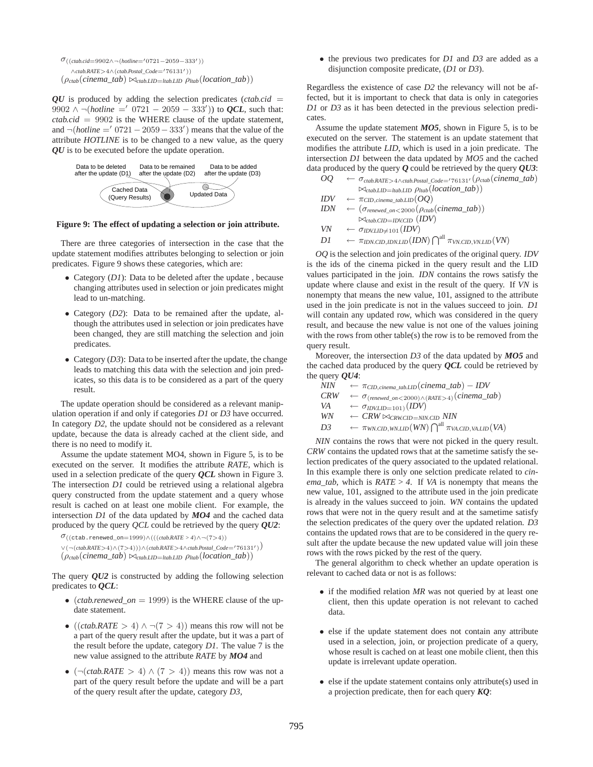$$\sigma_{((ctab.cid=9902 \wedge \neg(hotline='0721-2059-333')) \wedge ctab.RATE>4 \wedge (ctab.Postal\_Code='76131'))} (\rho_{ctab}(cinema\_tab) \bowtie_{ctab.LID=ltab.LID} \rho_{ltab}(location\_tab))$$

***QU*** is produced by adding the selection predicates ($ctab.cid = 9902 \wedge \neg(hotline =' 0721 - 2059 - 333')$) to ***QCL***, such that: $ctab.cid = 9902$ is the WHERE clause of the update statement, and $\neg(hotline =' 0721 - 2059 - 333')$ means that the value of the attribute *HOTLINE* is to be changed to a new value, as the query ***QU*** is to be executed before the update operation.

Data to be deleted after the update (D1) | Data to be remained after the update (D2) | Data to be added after the update (D3) | Cached Data (Query Results) | Updated Data

**Figure 9: The effect of updating a selection or join attribute.**

There are three categories of intersection in the case that the update statement modifies attributes belonging to selection or join predicates. Figure 9 shows these categories, which are:

- Category (*D1*): Data to be deleted after the update , because changing attributes used in selection or join predicates might lead to un-matching.
- Category (*D2*): Data to be remained after the update, although the attributes used in selection or join predicates have been changed, they are still matching the selection and join predicates.
- Category (*D3*): Data to be inserted after the update, the change leads to matching this data with the selection and join predicates, so this data is to be considered as a part of the query result.

The update operation should be considered as a relevant manipulation operation if and only if categories *D1* or *D3* have occurred. In category *D2*, the update should not be considered as a relevant update, because the data is already cached at the client side, and there is no need to modify it.

Assume the update statement MO4, shown in Figure 5, is to be executed on the server. It modifies the attribute *RATE*, which is used in a selection predicate of the query ***QCL*** shown in Figure 3. The intersection *D1* could be retrieved using a relational algebra query constructed from the update statement and a query whose result is cached on at least one mobile client. For example, the intersection *D1* of the data updated by ***MO4*** and the cached data produced by the query *QCL* could be retrieved by the query ***QU2***:

$$\sigma_{((\texttt{ctab.renewed\_on}=1999) \wedge (((ctab.RATE>4) \wedge \neg(7>4)) \vee (\neg(ctab.RATE>4) \wedge (7>4))) \wedge (ctab.RATE>4 \wedge ctab.Postal\_Code='76131'))} (\rho_{ctab}(cinema\_tab) \bowtie_{ctab.LID=ltab.LID} \rho_{ltab}(location\_tab))$$

The query ***QU2*** is constructed by adding the following selection predicates to ***QCL***:

- $(ctab.renewed\_on = 1999)$ is the WHERE clause of the update statement.
- $((ctab.RATE > 4) \wedge \neg(7 > 4))$ means this row will not be a part of the query result after the update, but it was a part of the result before the update, category *D1*. The value 7 is the new value assigned to the attribute *RATE* by ***MO4*** and
- $(\neg(ctab.RATE > 4) \wedge (7 > 4))$ means this row was not a part of the query result before the update and will be a part of the query result after the update, category *D3*,
- the previous two predicates for *D1* and *D3* are added as a disjunction composite predicate, (*D1* or *D3*).

Regardless the existence of case *D2* the relevancy will not be affected, but it is important to check that data is only in categories *D1* or *D3* as it has been detected in the previous selection predicates.

Assume the update statement ***MO5***, shown in Figure 5, is to be executed on the server. The statement is an update statement that modifies the attribute *LID*, which is used in a join predicate. The intersection *D1* between the data updated by *MO5* and the cached data produced by the query ***Q*** could be retrieved by the query ***QU3***:

$$\begin{aligned}
OQ &\leftarrow \sigma_{ctab.RATE>4 \wedge ctab.Postal\_Code='76131'}(\rho_{ctab}(cinema\_tab) \bowtie_{ctab.LID=ltab.LID} \rho_{ltab}(location\_tab))\\
IDV &\leftarrow \pi_{CID,cinema\_tab.LID}(OQ)\\
IDN &\leftarrow (\sigma_{renewed\_on<2000}(\rho_{ctab}(cinema\_tab)) \bowtie_{ctab.CID=IDV.CID} (IDV)\\
VN &\leftarrow \sigma_{IDV.LID\neq 101}(IDV)\\
D1 &\leftarrow \pi_{IDN.CID,IDN.LID}(IDN) \textstyle\bigcap^{all} \pi_{VN.CID,VN.LID}(VN)
\end{aligned}$$

*OQ* is the selection and join predicates of the original query. *IDV* is the ids of the cinema picked in the query result and the LID values participated in the join. *IDN* contains the rows satisfy the update where clause and exist in the result of the query. If *VN* is nonempty that means the new value, 101, assigned to the attribute used in the join predicate is not in the values succeed to join. *D1* will contain any updated row, which was considered in the query result, and because the new value is not one of the values joining with the rows from other table(s) the row is to be removed from the query result.

Moreover, the intersection *D3* of the data updated by ***MO5*** and the cached data produced by the query ***QCL*** could be retrieved by the query ***QU4***:

$$\begin{aligned}
NIN &\leftarrow \pi_{CID,cinema\_tab.LID}(cinema\_tab) - IDV\\
CRW &\leftarrow \sigma_{(renewed\_on<2000) \wedge (RATE>4)}(cinema\_tab)\\
VA &\leftarrow \sigma_{IDV.LID=101)}(IDV)\\
WN &\leftarrow CRW \bowtie_{CRW.CID=NIN.CID} NIN\\
D3 &\leftarrow \pi_{WN.CID,WN.LID}(WN) \textstyle\bigcap^{all} \pi_{VA.CID,VA.LID}(VA)
\end{aligned}$$

*NIN* contains the rows that were not picked in the query result. *CRW* contains the updated rows that at the sametime satisfy the selection predicates of the query associated to the updated relational. In this example there is only one selction predicate related to *cinema_tab*, which is *RATE > 4*. If *VA* is nonempty that means the new value, 101, assigned to the attribute used in the join predicate is already in the values succeed to join. *WN* contains the updated rows that were not in the query result and at the sametime satisfy the selection predicates of the query over the updated relation. *D3* contains the updated rows that are to be considered in the query result after the update because the new updated value will join these rows with the rows picked by the rest of the query.

The general algorithm to check whether an update operation is relevant to cached data or not is as follows:

- if the modified relation *MR* was not queried by at least one client, then this update operation is not relevant to cached data.
- else if the update statement does not contain any attribute used in a selection, join, or projection predicate of a query, whose result is cached on at least one mobile client, then this update is irrelevant update operation.
- else if the update statement contains only attribute(s) used in a projection predicate, then for each query ***KQ***: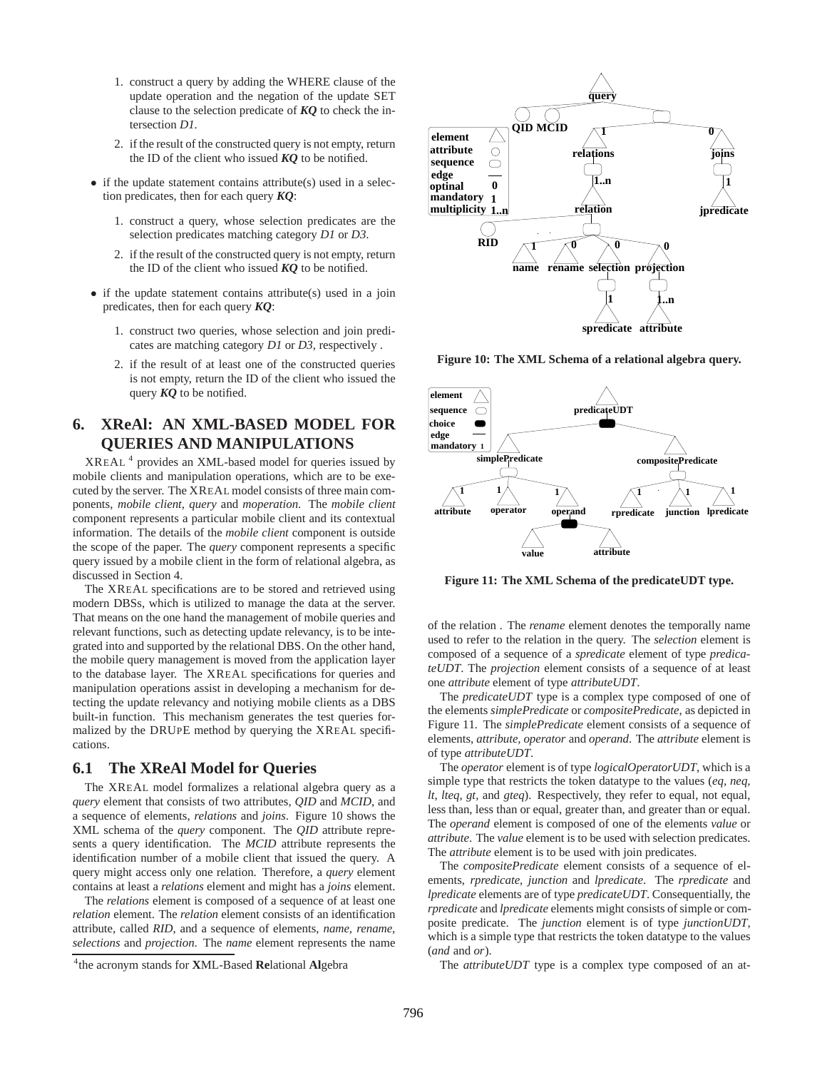1. construct a query by adding the WHERE clause of the update operation and the negation of the update SET clause to the selection predicate of ***KQ*** to check the intersection *D1*.
2. if the result of the constructed query is not empty, return the ID of the client who issued ***KQ*** to be notified.

- if the update statement contains attribute(s) used in a selection predicates, then for each query ***KQ***:

  1. construct a query, whose selection predicates are the selection predicates matching category *D1* or *D3*.
  2. if the result of the constructed query is not empty, return the ID of the client who issued ***KQ*** to be notified.

- if the update statement contains attribute(s) used in a join predicates, then for each query ***KQ***:

  1. construct two queries, whose selection and join predicates are matching category *D1* or *D3*, respectively .
  2. if the result of at least one of the constructed queries is not empty, return the ID of the client who issued the query ***KQ*** to be notified.

## 6. XReAl: AN XML-BASED MODEL FOR QUERIES AND MANIPULATIONS

XREAL [4] provides an XML-based model for queries issued by mobile clients and manipulation operations, which are to be executed by the server. The XREAL model consists of three main components, *mobile client*, *query* and *moperation*. The *mobile client* component represents a particular mobile client and its contextual information. The details of the *mobile client* component is outside the scope of the paper. The *query* component represents a specific query issued by a mobile client in the form of relational algebra, as discussed in Section 4.

The XREAL specifications are to be stored and retrieved using modern DBSs, which is utilized to manage the data at the server. That means on the one hand the management of mobile queries and relevant functions, such as detecting update relevancy, is to be integrated into and supported by the relational DBS. On the other hand, the mobile query management is moved from the application layer to the database layer. The XREAL specifications for queries and manipulation operations assist in developing a mechanism for detecting the update relevancy and notiying mobile clients as a DBS built-in function. This mechanism generates the test queries formalized by the DRUPE method by querying the XREAL specifications.

### 6.1 The XReAl Model for Queries

The XREAL model formalizes a relational algebra query as a *query* element that consists of two attributes, *QID* and *MCID*, and a sequence of elements, *relations* and *joins*. Figure 10 shows the XML schema of the *query* component. The *QID* attribute represents a query identification. The *MCID* attribute represents the identification number of a mobile client that issued the query. A query might access only one relation. Therefore, a *query* element contains at least a *relations* element and might has a *joins* element.

The *relations* element is composed of a sequence of at least one *relation* element. The *relation* element consists of an identification attribute, called *RID*, and a sequence of elements, *name, rename, selections* and *projection*. The *name* element represents the name

[4] the acronym stands for **X**ML-Based **Re**lational **Al**gebra

query
QID MCID
element
attribute
sequence
edge
optinal 0
mandatory 1
multiplicity 1..n
1
0
relations
joins
1..n
1
relation
jpredicate
RID
1
0
0
0
name rename selection projection
1
1..n
spredicate attribute

**Figure 10: The XML Schema of a relational algebra query.**

element
sequence
choice
edge
mandatory 1
predicateUDT
simplePredicate
compositePredicate
1 1 1
1 1 1
attribute operator operand
rpredicate junction lpredicate
value attribute

**Figure 11: The XML Schema of the predicateUDT type.**

of the relation . The *rename* element denotes the temporally name used to refer to the relation in the query. The *selection* element is composed of a sequence of a *spredicate* element of type *predicateUDT*. The *projection* element consists of a sequence of at least one *attribute* element of type *attributeUDT*.

The *predicateUDT* type is a complex type composed of one of the elements *simplePredicate* or *compositePredicate*, as depicted in Figure 11. The *simplePredicate* element consists of a sequence of elements, *attribute, operator* and *operand*. The *attribute* element is of type *attributeUDT*.

The *operator* element is of type *logicalOperatorUDT*, which is a simple type that restricts the token datatype to the values (*eq, neq, lt, lteq, gt,* and *gteq*). Respectively, they refer to equal, not equal, less than, less than or equal, greater than, and greater than or equal. The *operand* element is composed of one of the elements *value* or *attribute*. The *value* element is to be used with selection predicates. The *attribute* element is to be used with join predicates.

The *compositePredicate* element consists of a sequence of elements, *rpredicate, junction* and *lpredicate*. The *rpredicate* and *lpredicate* elements are of type *predicateUDT*. Consequentially, the *rpredicate* and *lpredicate* elements might consists of simple or composite predicate. The *junction* element is of type *junctionUDT*, which is a simple type that restricts the token datatype to the values (*and* and *or*).

The *attributeUDT* type is a complex type composed of an at-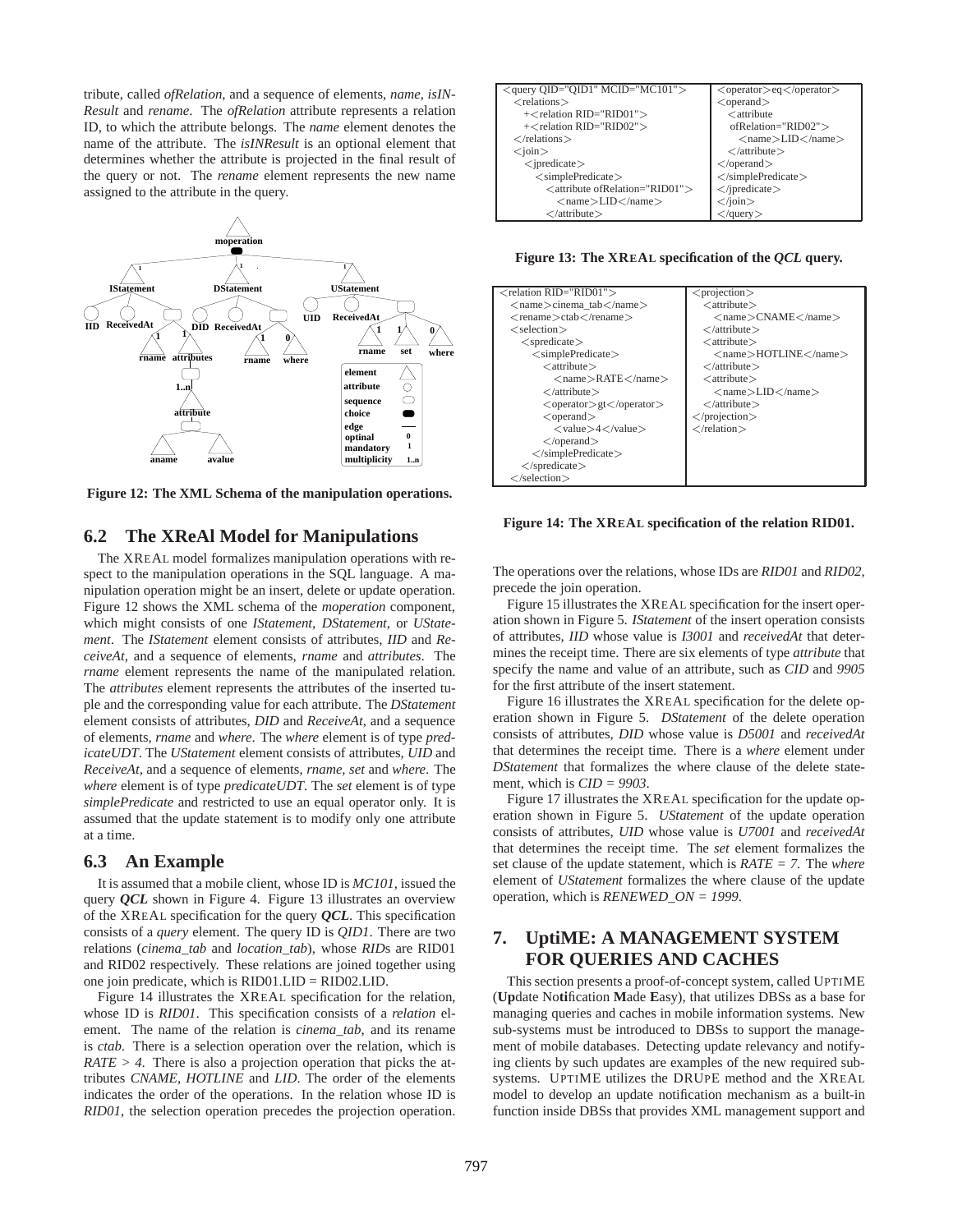tribute, called *ofRelation*, and a sequence of elements, *name*, *isINResult* and *rename*. The *ofRelation* attribute represents a relation ID, to which the attribute belongs. The *name* element denotes the name of the attribute. The *isINResult* is an optional element that determines whether the attribute is projected in the final result of the query or not. The *rename* element represents the new name assigned to the attribute in the query.

**Figure 12: The XML Schema of the manipulation operations.**

## 6.2 The XReAl Model for Manipulations

The XREAL model formalizes manipulation operations with respect to the manipulation operations in the SQL language. A manipulation operation might be an insert, delete or update operation. Figure 12 shows the XML schema of the *moperation* component, which might consists of one *IStatement*, *DStatement*, or *UStatement*. The *IStatement* element consists of attributes, *IID* and *ReceiveAt*, and a sequence of elements, *rname* and *attributes*. The *rname* element represents the name of the manipulated relation. The *attributes* element represents the attributes of the inserted tuple and the corresponding value for each attribute. The *DStatement* element consists of attributes, *DID* and *ReceiveAt*, and a sequence of elements, *rname* and *where*. The *where* element is of type *predicateUDT*. The *UStatement* element consists of attributes, *UID* and *ReceiveAt*, and a sequence of elements, *rname*, *set* and *where*. The *where* element is of type *predicateUDT*. The *set* element is of type *simplePredicate* and restricted to use an equal operator only. It is assumed that the update statement is to modify only one attribute at a time.

## 6.3 An Example

It is assumed that a mobile client, whose ID is *MC101*, issued the query ***QCL*** shown in Figure 4. Figure 13 illustrates an overview of the XREAL specification for the query ***QCL***. This specification consists of a *query* element. The query ID is *QID1*. There are two relations (*cinema_tab* and *location_tab*), whose *RID*s are RID01 and RID02 respectively. These relations are joined together using one join predicate, which is RID01.LID = RID02.LID.

Figure 14 illustrates the XREAL specification for the relation, whose ID is *RID01*. This specification consists of a *relation* element. The name of the relation is *cinema_tab*, and its rename is *ctab*. There is a selection operation over the relation, which is *RATE > 4*. There is also a projection operation that picks the attributes *CNAME*, *HOTLINE* and *LID*. The order of the elements indicates the order of the operations. In the relation whose ID is *RID01*, the selection operation precedes the projection operation.

```
<query QID="QID1" MCID="MC101">
  <relations>
    +<relation RID="RID01">
    +<relation RID="RID02">
  </relations>
  <join>
    <jpredicate>
      <simplePredicate>
        <attribute ofRelation="RID01">
          <name>LID</name>
        </attribute>
        <operator>eq</operator>
        <operand>
          <attribute
           ofRelation="RID02">
            <name>LID</name>
          </attribute>
        </operand>
      </simplePredicate>
    </jpredicate>
  </join>
</query>
```

**Figure 13: The XREAL specification of the *QCL* query.**

```
<relation RID="RID01">
  <name>cinema_tab</name>
  <rename>ctab</rename>
  <selection>
    <spredicate>
      <simplePredicate>
        <attribute>
          <name>RATE</name>
        </attribute>
        <operator>gt</operator>
        <operand>
          <value>4</value>
        </operand>
      </simplePredicate>
    </spredicate>
  </selection>
  <projection>
    <attribute>
      <name>CNAME</name>
    </attribute>
    <attribute>
      <name>HOTLINE</name>
    </attribute>
    <attribute>
      <name>LID</name>
    </attribute>
  </projection>
</relation>
```

**Figure 14: The XREAL specification of the relation RID01.**

The operations over the relations, whose IDs are *RID01* and *RID02*, precede the join operation.

Figure 15 illustrates the XREAL specification for the insert operation shown in Figure 5. *IStatement* of the insert operation consists of attributes, *IID* whose value is *I3001* and *receivedAt* that determines the receipt time. There are six elements of type *attribute* that specify the name and value of an attribute, such as *CID* and *9905* for the first attribute of the insert statement.

Figure 16 illustrates the XREAL specification for the delete operation shown in Figure 5. *DStatement* of the delete operation consists of attributes, *DID* whose value is *D5001* and *receivedAt* that determines the receipt time. There is a *where* element under *DStatement* that formalizes the where clause of the delete statement, which is *CID = 9903*.

Figure 17 illustrates the XREAL specification for the update operation shown in Figure 5. *UStatement* of the update operation consists of attributes, *UID* whose value is *U7001* and *receivedAt* that determines the receipt time. The *set* element formalizes the set clause of the update statement, which is *RATE = 7*. The *where* element of *UStatement* formalizes the where clause of the update operation, which is *RENEWED_ON = 1999*.

# 7. UptiME: A MANAGEMENT SYSTEM FOR QUERIES AND CACHES

This section presents a proof-of-concept system, called UPTIME (**Up**date No**ti**fication **M**ade **E**asy), that utilizes DBSs as a base for managing queries and caches in mobile information systems. New sub-systems must be introduced to DBSs to support the management of mobile databases. Detecting update relevancy and notifying clients by such updates are examples of the new required subsystems. UPTIME utilizes the DRUPE method and the XREAL model to develop an update notification mechanism as a built-in function inside DBSs that provides XML management support and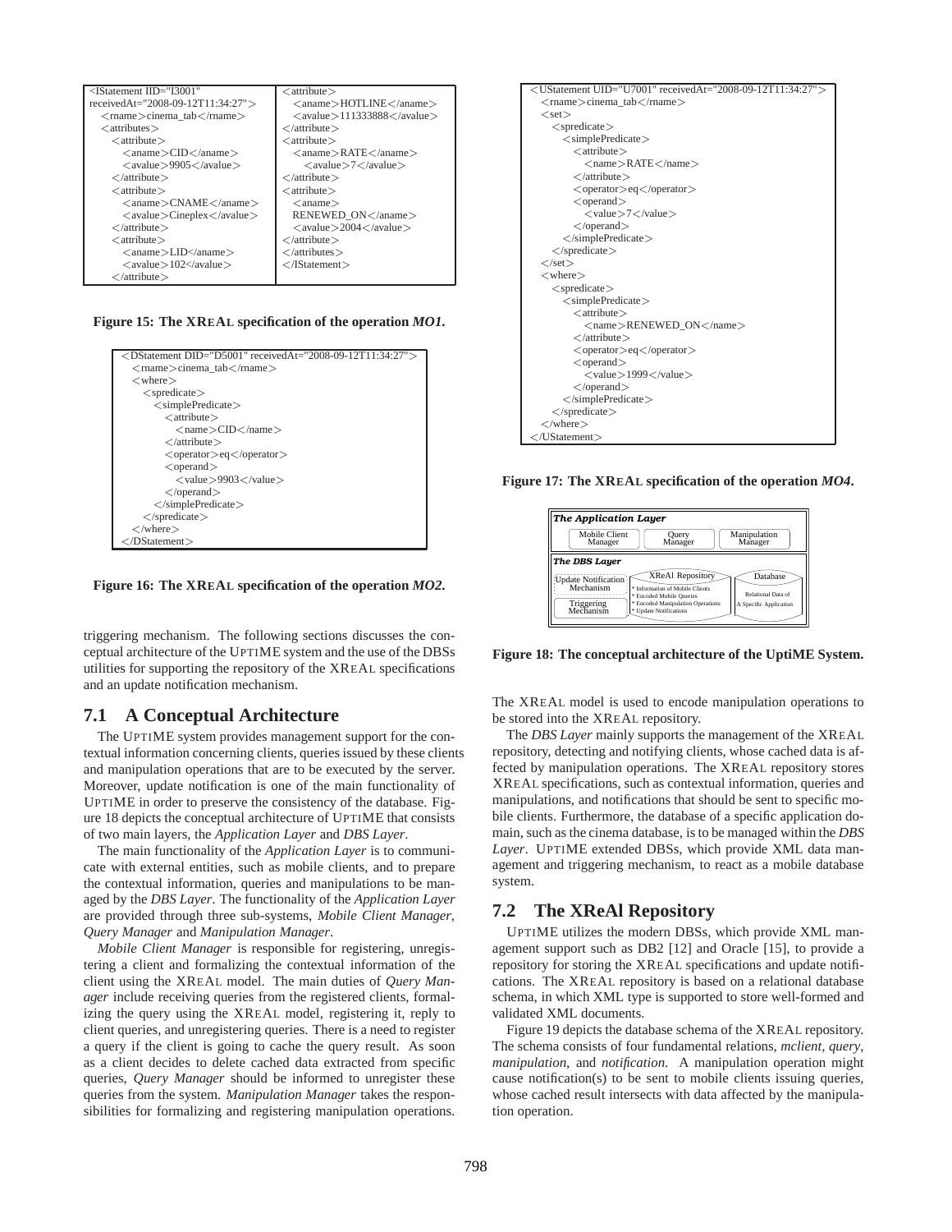```
<IStatement IID="I3001"
receivedAt="2008-09-12T11:34:27">
  <rname>cinema_tab</rname>
  <attributes>
    <attribute>
      <aname>CID</aname>
      <avalue>9905</avalue>
    </attribute>
    <attribute>
      <aname>CNAME</aname>
      <avalue>Cineplex</avalue>
    </attribute>
    <attribute>
      <aname>LID</aname>
      <avalue>102</avalue>
    </attribute>
    <attribute>
      <aname>HOTLINE</aname>
      <avalue>111333888</avalue>
    </attribute>
    <attribute>
      <aname>RATE</aname>
      <avalue>7</avalue>
    </attribute>
    <attribute>
      <aname>
      RENEWED_ON</aname>
      <avalue>2004</avalue>
    </attribute>
  </attributes>
</IStatement>
```

**Figure 15: The XREAL specification of the operation *MO1*.**

```
<DStatement DID="D5001" receivedAt="2008-09-12T11:34:27">
  <rname>cinema_tab</rname>
  <where>
    <spredicate>
      <simplePredicate>
        <attribute>
          <name>CID</name>
        </attribute>
        <operator>eq</operator>
        <operand>
          <value>9903</value>
        </operand>
      </simplePredicate>
    </spredicate>
  </where>
</DStatement>
```

**Figure 16: The XREAL specification of the operation *MO2*.**

```
<UStatement UID="U7001" receivedAt="2008-09-12T11:34:27">
  <rname>cinema_tab</rname>
  <set>
    <spredicate>
      <simplePredicate>
        <attribute>
          <name>RATE</name>
        </attribute>
        <operator>eq</operator>
        <operand>
          <value>7</value>
        </operand>
      </simplePredicate>
    </spredicate>
  </set>
  <where>
    <spredicate>
      <simplePredicate>
        <attribute>
          <name>RENEWED_ON</name>
        </attribute>
        <operator>eq</operator>
        <operand>
          <value>1999</value>
        </operand>
      </simplePredicate>
    </spredicate>
  </where>
</UStatement>
```

**Figure 17: The XREAL specification of the operation *MO4*.**

triggering mechanism. The following sections discusses the conceptual architecture of the UPTIME system and the use of the DBSs utilities for supporting the repository of the XREAL specifications and an update notification mechanism.

## 7.1 A Conceptual Architecture

The UPTIME system provides management support for the contextual information concerning clients, queries issued by these clients and manipulation operations that are to be executed by the server. Moreover, update notification is one of the main functionality of UPTIME in order to preserve the consistency of the database. Figure 18 depicts the conceptual architecture of UPTIME that consists of two main layers, the *Application Layer* and *DBS Layer*.

The main functionality of the *Application Layer* is to communicate with external entities, such as mobile clients, and to prepare the contextual information, queries and manipulations to be managed by the *DBS Layer*. The functionality of the *Application Layer* are provided through three sub-systems, *Mobile Client Manager*, *Query Manager* and *Manipulation Manager*.

*Mobile Client Manager* is responsible for registering, unregistering a client and formalizing the contextual information of the client using the XREAL model. The main duties of *Query Manager* include receiving queries from the registered clients, formalizing the query using the XREAL model, registering it, reply to client queries, and unregistering queries. There is a need to register a query if the client is going to cache the query result. As soon as a client decides to delete cached data extracted from specific queries, *Query Manager* should be informed to unregister these queries from the system. *Manipulation Manager* takes the responsibilities for formalizing and registering manipulation operations.

| *The Application Layer* | | |
|---|---|---|
| Mobile Client Manager | Query Manager | Manipulation Manager |
| ***The DBS Layer*** | | |
| Update Notification Mechanism; Triggering Mechanism | XReAl Repository: * Information of Mobile Clients * Encoded Mobile Queries * Encoded Manipulation Operations * Update Notifications | Database: Relational Data of A Specific Application |

**Figure 18: The conceptual architecture of the UptiME System.**

The XREAL model is used to encode manipulation operations to be stored into the XREAL repository.

The *DBS Layer* mainly supports the management of the XREAL repository, detecting and notifying clients, whose cached data is affected by manipulation operations. The XREAL repository stores XREAL specifications, such as contextual information, queries and manipulations, and notifications that should be sent to specific mobile clients. Furthermore, the database of a specific application domain, such as the cinema database, is to be managed within the *DBS Layer*. UPTIME extended DBSs, which provide XML data management and triggering mechanism, to react as a mobile database system.

## 7.2 The XReAl Repository

UPTIME utilizes the modern DBSs, which provide XML management support such as DB2 [12] and Oracle [15], to provide a repository for storing the XREAL specifications and update notifications. The XREAL repository is based on a relational database schema, in which XML type is supported to store well-formed and validated XML documents.

Figure 19 depicts the database schema of the XREAL repository. The schema consists of four fundamental relations, *mclient*, *query*, *manipulation*, and *notification*. A manipulation operation might cause notification(s) to be sent to mobile clients issuing queries, whose cached result intersects with data affected by the manipulation operation.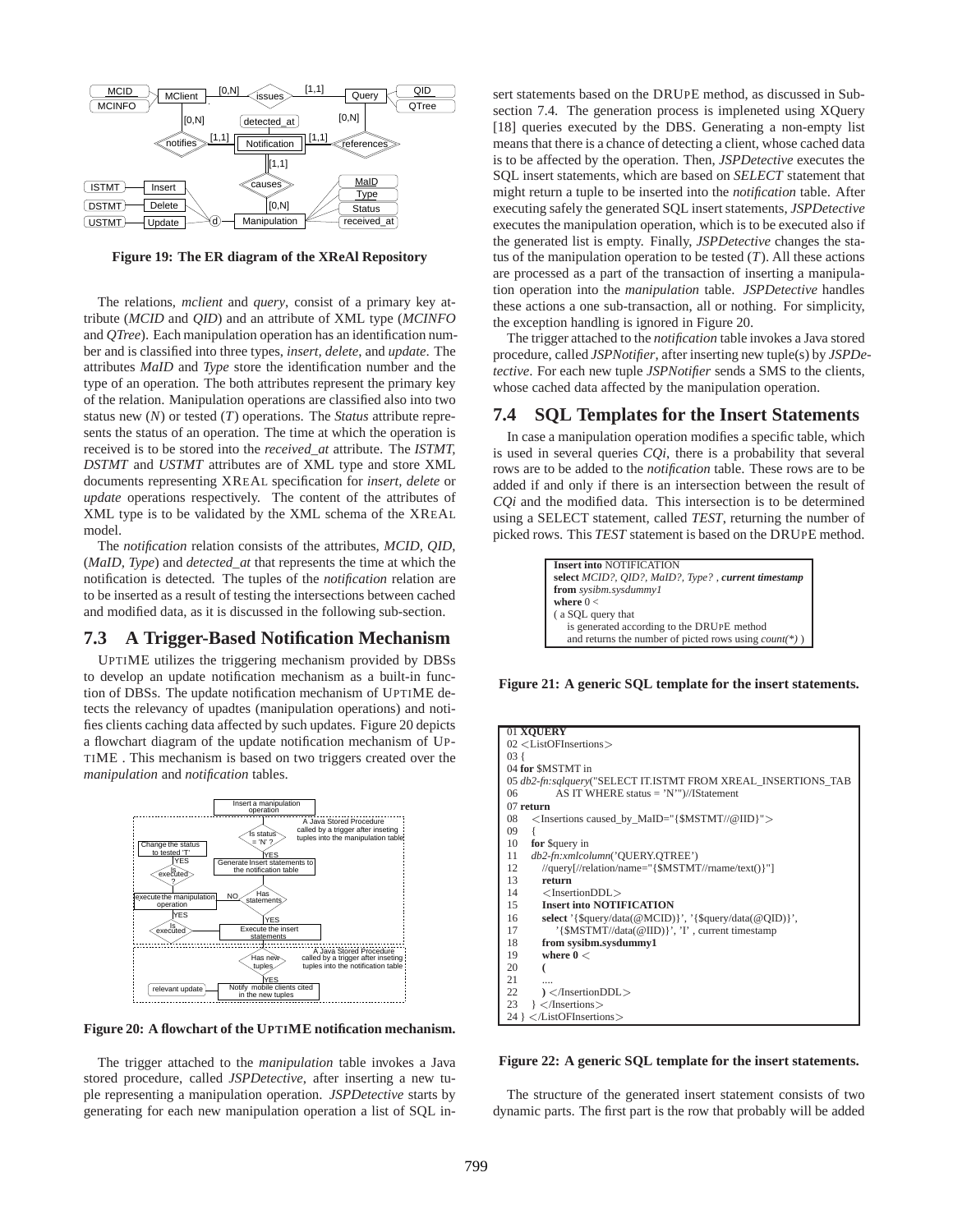Figure 19: The ER diagram of the XReAl Repository

The relations, *mclient* and *query*, consist of a primary key attribute (*MCID* and *QID*) and an attribute of XML type (*MCINFO* and *QTree*). Each manipulation operation has an identification number and is classified into three types, *insert*, *delete*, and *update*. The attributes *MaID* and *Type* store the identification number and the type of an operation. The both attributes represent the primary key of the relation. Manipulation operations are classified also into two status new (*N*) or tested (*T*) operations. The *Status* attribute represents the status of an operation. The time at which the operation is received is to be stored into the *received_at* attribute. The *ISTMT*, *DSTMT* and *USTMT* attributes are of XML type and store XML documents representing XREAL specification for *insert*, *delete* or *update* operations respectively. The content of the attributes of XML type is to be validated by the XML schema of the XREAL model.

The *notification* relation consists of the attributes, *MCID*, *QID*, (*MaID*, *Type*) and *detected_at* that represents the time at which the notification is detected. The tuples of the *notification* relation are to be inserted as a result of testing the intersections between cached and modified data, as it is discussed in the following sub-section.

## 7.3 A Trigger-Based Notification Mechanism

UPTIME utilizes the triggering mechanism provided by DBSs to develop an update notification mechanism as a built-in function of DBSs. The update notification mechanism of UPTIME detects the relevancy of upadtes (manipulation operations) and notifies clients caching data affected by such updates. Figure 20 depicts a flowchart diagram of the update notification mechanism of UPTIME . This mechanism is based on two triggers created over the *manipulation* and *notification* tables.

Figure 20: A flowchart of the UPTIME notification mechanism.

The trigger attached to the *manipulation* table invokes a Java stored procedure, called *JSPDetective*, after inserting a new tuple representing a manipulation operation. *JSPDetective* starts by generating for each new manipulation operation a list of SQL insert statements based on the DRUPE method, as discussed in Subsection 7.4. The generation process is impleneted using XQuery [18] queries executed by the DBS. Generating a non-empty list means that there is a chance of detecting a client, whose cached data is to be affected by the operation. Then, *JSPDetective* executes the SQL insert statements, which are based on *SELECT* statement that might return a tuple to be inserted into the *notification* table. After executing safely the generated SQL insert statements, *JSPDetective* executes the manipulation operation, which is to be executed also if the generated list is empty. Finally, *JSPDetective* changes the status of the manipulation operation to be tested (*T*). All these actions are processed as a part of the transaction of inserting a manipulation operation into the *manipulation* table. *JSPDetective* handles these actions a one sub-transaction, all or nothing. For simplicity, the exception handling is ignored in Figure 20.

The trigger attached to the *notification* table invokes a Java stored procedure, called *JSPNotifier*, after inserting new tuple(s) by *JSPDetective*. For each new tuple *JSPNotifier* sends a SMS to the clients, whose cached data affected by the manipulation operation.

## 7.4 SQL Templates for the Insert Statements

In case a manipulation operation modifies a specific table, which is used in several queries *CQi*, there is a probability that several rows are to be added to the *notification* table. These rows are to be added if and only if there is an intersection between the result of *CQi* and the modified data. This intersection is to be determined using a SELECT statement, called *TEST*, returning the number of picked rows. This *TEST* statement is based on the DRUPE method.

```
Insert into NOTIFICATION
select MCID?, QID?, MaID?, Type? , current timestamp
from sysibm.sysdummy1
where 0 <
( a SQL query that
   is generated according to the DRUPE method
   and returns the number of picted rows using count(*) )
```

Figure 21: A generic SQL template for the insert statements.

```
01 XQUERY
02 <ListOFInsertions>
03 {
04 for $MSTMT in
05 db2-fn:sqlquery("SELECT IT.ISTMT FROM XREAL_INSERTIONS_TAB
06          AS IT WHERE status = 'N'")//IStatement
07 return
08    <Insertions caused_by_MaID="{$MSTMT//@IID}">
09    {
10    for $query in
11    db2-fn:xmlcolumn('QUERY.QTREE')
12       //query[//relation/name="{$MSTMT//rname/text()}"]
13       return
14       <InsertionDDL>
15       Insert into NOTIFICATION
16       select '{$query/data(@MCID)}', '{$query/data(@QID)}',
17           '{$MSTMT//data(@IID)}', 'I' , current timestamp
18       from sysibm.sysdummy1
19       where 0 <
20       (
21       ....
22       ) </InsertionDDL>
23    } </Insertions>
24 } </ListOFInsertions>
```

Figure 22: A generic SQL template for the insert statements.

The structure of the generated insert statement consists of two dynamic parts. The first part is the row that probably will be added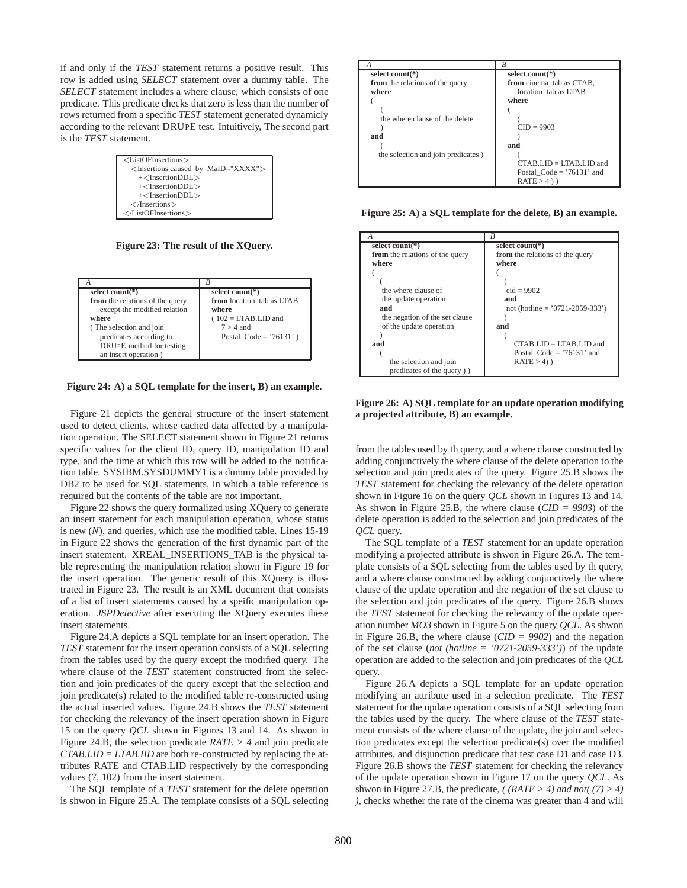if and only if the *TEST* statement returns a positive result. This row is added using *SELECT* statement over a dummy table. The *SELECT* statement includes a where clause, which consists of one predicate. This predicate checks that zero is less than the number of rows returned from a specific *TEST* statement generated dynamicly according to the relevant DRUPE test. Intuitively, The second part is the *TEST* statement.

```
<ListOFInsertions>
  <Insertions caused_by_MaID="XXXX">
    +<InsertionDDL>
    +<InsertionDDL>
    +<InsertionDDL>
  </Insertions>
</ListOFInsertions>
```

**Figure 23: The result of the XQuery.**

| A | B |
|---|---|
| **select count(\*)**<br>**from** the relations of the query except the modified relation<br>**where**<br>( The selection and join predicates according to DRUPE method for testing an insert operation ) | **select count(\*)**<br>**from** location_tab as LTAB<br>**where**<br>( 102 = LTAB.LID and<br>7 > 4 and<br>Postal_Code = '76131' ) |

**Figure 24: A) a SQL template for the insert, B) an example.**

Figure 21 depicts the general structure of the insert statement used to detect clients, whose cached data affected by a manipulation operation. The SELECT statement shown in Figure 21 returns specific values for the client ID, query ID, manipulation ID and type, and the time at which this row will be added to the notification table. SYSIBM.SYSDUMMY1 is a dummy table provided by DB2 to be used for SQL statements, in which a table reference is required but the contents of the table are not important.

Figure 22 shows the query formalized using XQuery to generate an insert statement for each manipulation operation, whose status is new (*N*), and queries, which use the modified table. Lines 15-19 in Figure 22 shows the generation of the first dynamic part of the insert statement. XREAL_INSERTIONS_TAB is the physical table representing the manipulation relation shown in Figure 19 for the insert operation. The generic result of this XQuery is illustrated in Figure 23. The result is an XML document that consists of a list of insert statements caused by a speific manipulation operation. *JSPDetective* after executing the XQuery executes these insert statements.

Figure 24.A depicts a SQL template for an insert operation. The *TEST* statement for the insert operation consists of a SQL selecting from the tables used by the query except the modified query. The where clause of the *TEST* statement constructed from the selection and join predicates of the query except that the selection and join predicate(s) related to the modified table re-constructed using the actual inserted values. Figure 24.B shows the *TEST* statement for checking the relevancy of the insert operation shown in Figure 15 on the query *QCL* shown in Figures 13 and 14. As shwon in Figure 24.B, the selection predicate *RATE > 4* and join predicate *CTAB.LID = LTAB.IID* are both re-constructed by replacing the attributes RATE and CTAB.LID respectively by the corresponding values (7, 102) from the insert statement.

The SQL template of a *TEST* statement for the delete operation is shwon in Figure 25.A. The template consists of a SQL selecting

| A | B |
|---|---|
| **select count(\*)**<br>**from** the relations of the query<br>**where**<br>(<br>(<br>the where clause of the delete<br>)<br>**and**<br>(<br>the selection and join predicates ) | **select count(\*)**<br>**from** cinema_tab as CTAB,<br>location_tab as LTAB<br>**where**<br>(<br>(<br>CID = 9903<br>)<br>**and**<br>(<br>CTAB.LID = LTAB.LID and<br>Postal_Code = '76131' and<br>RATE > 4 ) ) |

**Figure 25: A) a SQL template for the delete, B) an example.**

| A | B |
|---|---|
| **select count(\*)**<br>**from** the relations of the query<br>**where**<br>(<br>(<br>the where clause of the update operation<br>**and**<br>the negation of the set clause of the update operation<br>)<br>**and**<br>(<br>the selection and join predicates of the query ) ) | **select count(\*)**<br>**from** the relations of the query<br>**where**<br>(<br>(<br>cid = 9902<br>**and**<br>not (hotline = '0721-2059-333')<br>)<br>**and**<br>(<br>CTAB.LID = LTAB.LID and<br>Postal_Code = '76131' and<br>RATE > 4) ) |

**Figure 26: A) SQL template for an update operation modifying a projected attribute, B) an example.**

from the tables used by th query, and a where clause constructed by adding conjunctively the where clause of the delete operation to the selection and join predicates of the query. Figure 25.B shows the *TEST* statement for checking the relevancy of the delete operation shown in Figure 16 on the query *QCL* shown in Figures 13 and 14. As shwon in Figure 25.B, the where clause (*CID = 9903*) of the delete operation is added to the selection and join predicates of the *QCL* query.

The SQL template of a *TEST* statement for an update operation modifying a projected attribute is shwon in Figure 26.A. The template consists of a SQL selecting from the tables used by th query, and a where clause constructed by adding conjunctively the where clause of the update operation and the negation of the set clause to the selection and join predicates of the query. Figure 26.B shows the *TEST* statement for checking the relevancy of the update operation number *MO3* shown in Figure 5 on the query *QCL*. As shwon in Figure 26.B, the where clause (*CID = 9902*) and the negation of the set clause (*not (hotline = '0721-2059-333')*) of the update operation are added to the selection and join predicates of the *QCL* query.

Figure 26.A depicts a SQL template for an update operation modifying an attribute used in a selection predicate. The *TEST* statement for the update operation consists of a SQL selecting from the tables used by the query. The where clause of the *TEST* statement consists of the where clause of the update, the join and selection predicates except the selection predicate(s) over the modified attributes, and disjunction predicate that test case D1 and case D3. Figure 26.B shows the *TEST* statement for checking the relevancy of the update operation shown in Figure 17 on the query *QCL*. As shwon in Figure 27.B, the predicate, *( (RATE > 4) and not( (7) > 4) )*, checks whether the rate of the cinema was greater than 4 and will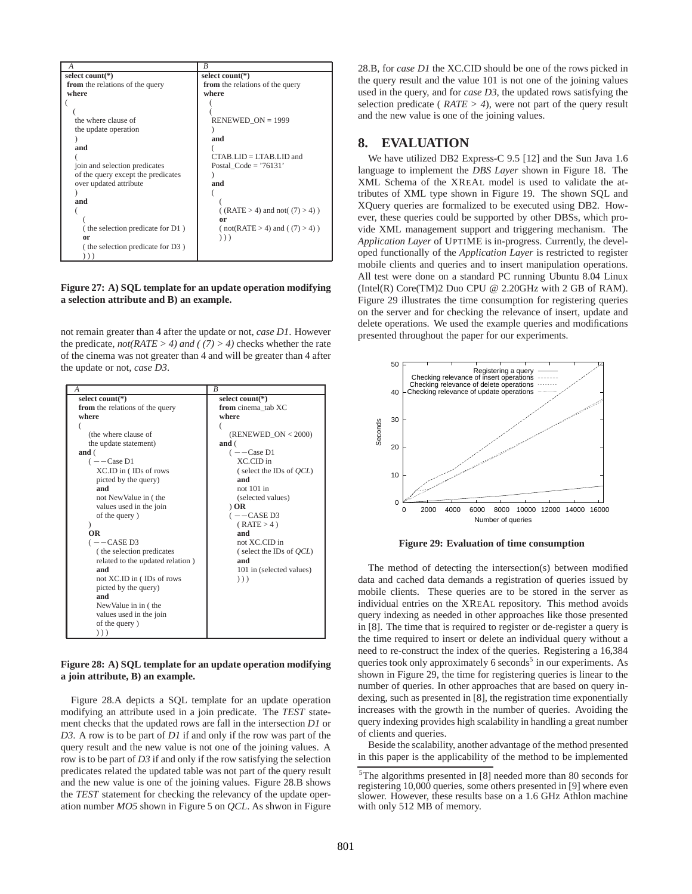| A | B |
|---|---|
| **select count(\*)**<br>**from** the relations of the query<br>**where**<br>(<br>(<br>the where clause of<br>the update operation<br>)<br>**and**<br>(<br>join and selection predicates<br>of the query except the predicates<br>over updated attribute<br>)<br>**and**<br>(<br>(<br>( the selection predicate for D1 )<br>**or**<br>( the selection predicate for D3 )<br>) ) ) | **select count(\*)**<br>**from** the relations of the query<br>**where**<br>(<br>(<br>RENEWED_ON = 1999<br>)<br>**and**<br>(<br>CTAB.LID = LTAB.LID and<br>Postal_Code = '76131'<br>)<br>**and**<br>(<br>(<br>( (RATE > 4) and not( (7) > 4) )<br>**or**<br>( not(RATE > 4) and ( (7) > 4) )<br>) ) ) |

**Figure 27: A) SQL template for an update operation modifying a selection attribute and B) an example.**

not remain greater than 4 after the update or not, *case D1*. However the predicate, *not(RATE > 4) and ( (7) > 4)* checks whether the rate of the cinema was not greater than 4 and will be greater than 4 after the update or not, *case D3*.

| A | B |
|---|---|
| **select count(\*)**<br>**from** the relations of the query<br>**where**<br>(<br>(the where clause of<br>the update statement)<br>**and** (<br>( −−Case D1<br>XC.ID in ( IDs of rows<br>picted by the query)<br>**and**<br>not NewValue in ( the<br>values used in the join<br>of the query )<br>)<br>**OR**<br>( −−CASE D3<br>( the selection predicates<br>related to the updated relation )<br>**and**<br>not XC.ID in ( IDs of rows<br>picted by the query)<br>**and**<br>NewValue in in ( the<br>values used in the join<br>of the query )<br>) ) ) | **select count(\*)**<br>**from** cinema_tab XC<br>**where**<br>(<br>(RENEWED_ON < 2000)<br>**and** (<br>( −−Case D1<br>XC.CID in<br>( select the IDs of *QCL*)<br>**and**<br>not 101 in<br>(selected values)<br>) **OR**<br>( −−CASE D3<br>( RATE > 4 )<br>**and**<br>not XC.CID in<br>( select the IDs of *QCL*)<br>**and**<br>101 in (selected values)<br>) ) ) |

**Figure 28: A) SQL template for an update operation modifying a join attribute, B) an example.**

Figure 28.A depicts a SQL template for an update operation modifying an attribute used in a join predicate. The *TEST* statement checks that the updated rows are fall in the intersection *D1* or *D3*. A row is to be part of *D1* if and only if the row was part of the query result and the new value is not one of the joining values. A row is to be part of *D3* if and only if the row satisfying the selection predicates related the updated table was not part of the query result and the new value is one of the joining values. Figure 28.B shows the *TEST* statement for checking the relevancy of the update operation number *MO5* shown in Figure 5 on *QCL*. As shwon in Figure 28.B, for *case D1* the XC.CID should be one of the rows picked in the query result and the value 101 is not one of the joining values used in the query, and for *case D3*, the updated rows satisfying the selection predicate ( *RATE > 4*), were not part of the query result and the new value is one of the joining values.

## 8. EVALUATION

We have utilized DB2 Express-C 9.5 [12] and the Sun Java 1.6 language to implement the *DBS Layer* shown in Figure 18. The XML Schema of the XREAL model is used to validate the attributes of XML type shown in Figure 19. The shown SQL and XQuery queries are formalized to be executed using DB2. However, these queries could be supported by other DBSs, which provide XML management support and triggering mechanism. The *Application Layer* of UPTIME is in-progress. Currently, the developed functionally of the *Application Layer* is restricted to register mobile clients and queries and to insert manipulation operations. All test were done on a standard PC running Ubuntu 8.04 Linux (Intel(R) Core(TM)2 Duo CPU @ 2.20GHz with 2 GB of RAM). Figure 29 illustrates the time consumption for registering queries on the server and for checking the relevance of insert, update and delete operations. We used the example queries and modifications presented throughout the paper for our experiments.

**Figure 29: Evaluation of time consumption**

The method of detecting the intersection(s) between modified data and cached data demands a registration of queries issued by mobile clients. These queries are to be stored in the server as individual entries on the XREAL repository. This method avoids query indexing as needed in other approaches like those presented in [8]. The time that is required to register or de-register a query is the time required to insert or delete an individual query without a need to re-construct the index of the queries. Registering a 16,384 queries took only approximately 6 seconds[5] in our experiments. As shown in Figure 29, the time for registering queries is linear to the number of queries. In other approaches that are based on query indexing, such as presented in [8], the registration time exponentially increases with the growth in the number of queries. Avoiding the query indexing provides high scalability in handling a great number of clients and queries.

Beside the scalability, another advantage of the method presented in this paper is the applicability of the method to be implemented

[5]The algorithms presented in [8] needed more than 80 seconds for registering 10,000 queries, some others presented in [9] where even slower. However, these results base on a 1.6 GHz Athlon machine with only 512 MB of memory.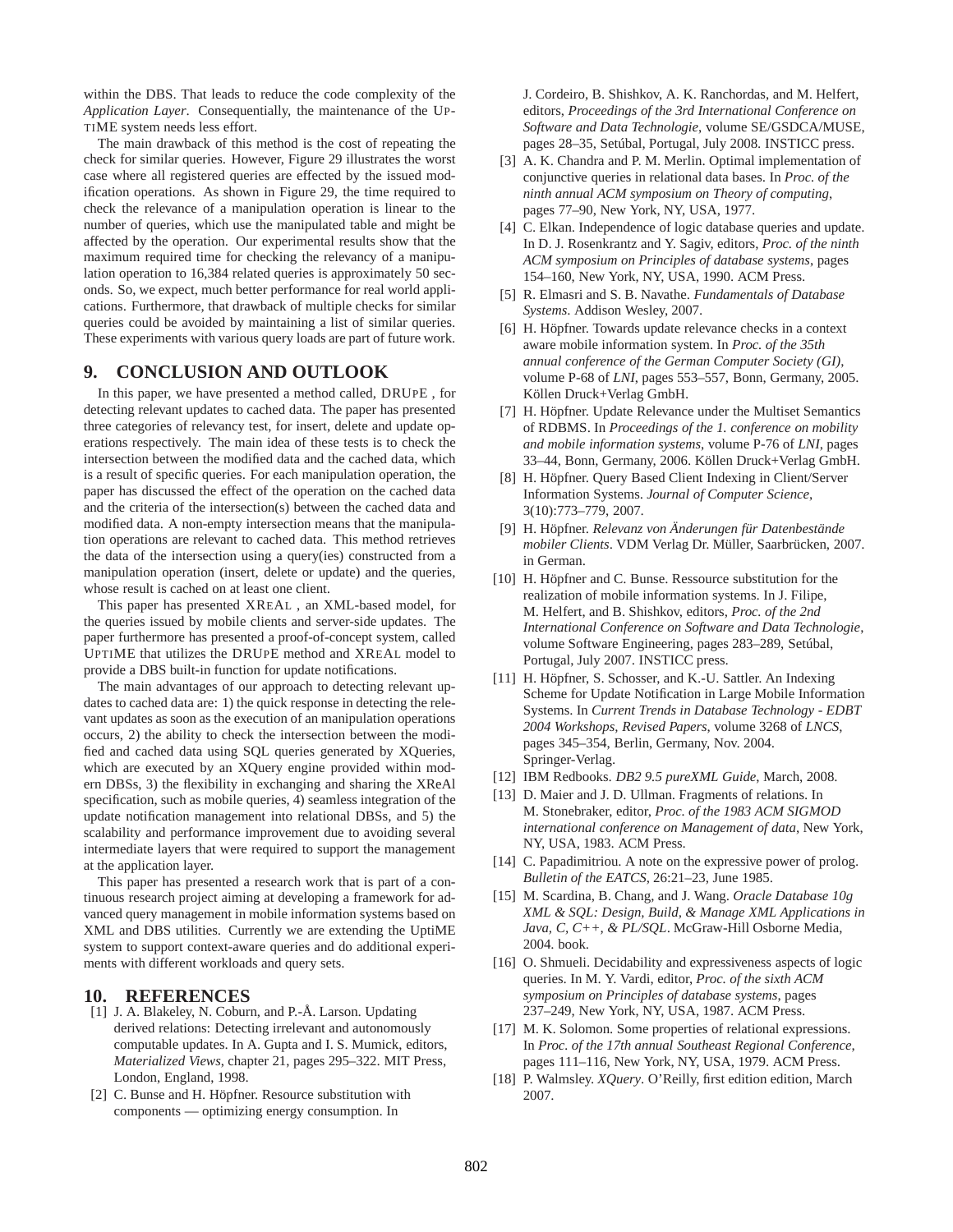within the DBS. That leads to reduce the code complexity of the *Application Layer*. Consequentially, the maintenance of the UPTIME system needs less effort.

The main drawback of this method is the cost of repeating the check for similar queries. However, Figure 29 illustrates the worst case where all registered queries are effected by the issued modification operations. As shown in Figure 29, the time required to check the relevance of a manipulation operation is linear to the number of queries, which use the manipulated table and might be affected by the operation. Our experimental results show that the maximum required time for checking the relevancy of a manipulation operation to 16,384 related queries is approximately 50 seconds. So, we expect, much better performance for real world applications. Furthermore, that drawback of multiple checks for similar queries could be avoided by maintaining a list of similar queries. These experiments with various query loads are part of future work.

## 9. CONCLUSION AND OUTLOOK

In this paper, we have presented a method called, DRUPE , for detecting relevant updates to cached data. The paper has presented three categories of relevancy test, for insert, delete and update operations respectively. The main idea of these tests is to check the intersection between the modified data and the cached data, which is a result of specific queries. For each manipulation operation, the paper has discussed the effect of the operation on the cached data and the criteria of the intersection(s) between the cached data and modified data. A non-empty intersection means that the manipulation operations are relevant to cached data. This method retrieves the data of the intersection using a query(ies) constructed from a manipulation operation (insert, delete or update) and the queries, whose result is cached on at least one client.

This paper has presented XREAL , an XML-based model, for the queries issued by mobile clients and server-side updates. The paper furthermore has presented a proof-of-concept system, called UPTIME that utilizes the DRUPE method and XREAL model to provide a DBS built-in function for update notifications.

The main advantages of our approach to detecting relevant updates to cached data are: 1) the quick response in detecting the relevant updates as soon as the execution of an manipulation operations occurs, 2) the ability to check the intersection between the modified and cached data using SQL queries generated by XQueries, which are executed by an XQuery engine provided within modern DBSs, 3) the flexibility in exchanging and sharing the XReAl specification, such as mobile queries, 4) seamless integration of the update notification management into relational DBSs, and 5) the scalability and performance improvement due to avoiding several intermediate layers that were required to support the management at the application layer.

This paper has presented a research work that is part of a continuous research project aiming at developing a framework for advanced query management in mobile information systems based on XML and DBS utilities. Currently we are extending the UptiME system to support context-aware queries and do additional experiments with different workloads and query sets.

## 10. REFERENCES

[1] J. A. Blakeley, N. Coburn, and P.-Å. Larson. Updating derived relations: Detecting irrelevant and autonomously computable updates. In A. Gupta and I. S. Mumick, editors, *Materialized Views*, chapter 21, pages 295–322. MIT Press, London, England, 1998.

[2] C. Bunse and H. Höpfner. Resource substitution with components — optimizing energy consumption. In J. Cordeiro, B. Shishkov, A. K. Ranchordas, and M. Helfert, editors, *Proceedings of the 3rd International Conference on Software and Data Technologie*, volume SE/GSDCA/MUSE, pages 28–35, Setúbal, Portugal, July 2008. INSTICC press.

[3] A. K. Chandra and P. M. Merlin. Optimal implementation of conjunctive queries in relational data bases. In *Proc. of the ninth annual ACM symposium on Theory of computing*, pages 77–90, New York, NY, USA, 1977.

[4] C. Elkan. Independence of logic database queries and update. In D. J. Rosenkrantz and Y. Sagiv, editors, *Proc. of the ninth ACM symposium on Principles of database systems*, pages 154–160, New York, NY, USA, 1990. ACM Press.

[5] R. Elmasri and S. B. Navathe. *Fundamentals of Database Systems*. Addison Wesley, 2007.

[6] H. Höpfner. Towards update relevance checks in a context aware mobile information system. In *Proc. of the 35th annual conference of the German Computer Society (GI)*, volume P-68 of *LNI*, pages 553–557, Bonn, Germany, 2005. Köllen Druck+Verlag GmbH.

[7] H. Höpfner. Update Relevance under the Multiset Semantics of RDBMS. In *Proceedings of the 1. conference on mobility and mobile information systems*, volume P-76 of *LNI*, pages 33–44, Bonn, Germany, 2006. Köllen Druck+Verlag GmbH.

[8] H. Höpfner. Query Based Client Indexing in Client/Server Information Systems. *Journal of Computer Science*, 3(10):773–779, 2007.

[9] H. Höpfner. *Relevanz von Änderungen für Datenbestände mobiler Clients*. VDM Verlag Dr. Müller, Saarbrücken, 2007. in German.

[10] H. Höpfner and C. Bunse. Ressource substitution for the realization of mobile information systems. In J. Filipe, M. Helfert, and B. Shishkov, editors, *Proc. of the 2nd International Conference on Software and Data Technologie*, volume Software Engineering, pages 283–289, Setúbal, Portugal, July 2007. INSTICC press.

[11] H. Höpfner, S. Schosser, and K.-U. Sattler. An Indexing Scheme for Update Notification in Large Mobile Information Systems. In *Current Trends in Database Technology - EDBT 2004 Workshops, Revised Papers*, volume 3268 of *LNCS*, pages 345–354, Berlin, Germany, Nov. 2004. Springer-Verlag.

[12] IBM Redbooks. *DB2 9.5 pureXML Guide*, March, 2008.

[13] D. Maier and J. D. Ullman. Fragments of relations. In M. Stonebraker, editor, *Proc. of the 1983 ACM SIGMOD international conference on Management of data*, New York, NY, USA, 1983. ACM Press.

[14] C. Papadimitriou. A note on the expressive power of prolog. *Bulletin of the EATCS*, 26:21–23, June 1985.

[15] M. Scardina, B. Chang, and J. Wang. *Oracle Database 10g XML & SQL: Design, Build, & Manage XML Applications in Java, C, C++, & PL/SQL*. McGraw-Hill Osborne Media, 2004. book.

[16] O. Shmueli. Decidability and expressiveness aspects of logic queries. In M. Y. Vardi, editor, *Proc. of the sixth ACM symposium on Principles of database systems*, pages 237–249, New York, NY, USA, 1987. ACM Press.

[17] M. K. Solomon. Some properties of relational expressions. In *Proc. of the 17th annual Southeast Regional Conference*, pages 111–116, New York, NY, USA, 1979. ACM Press.

[18] P. Walmsley. *XQuery*. O'Reilly, first edition edition, March 2007.